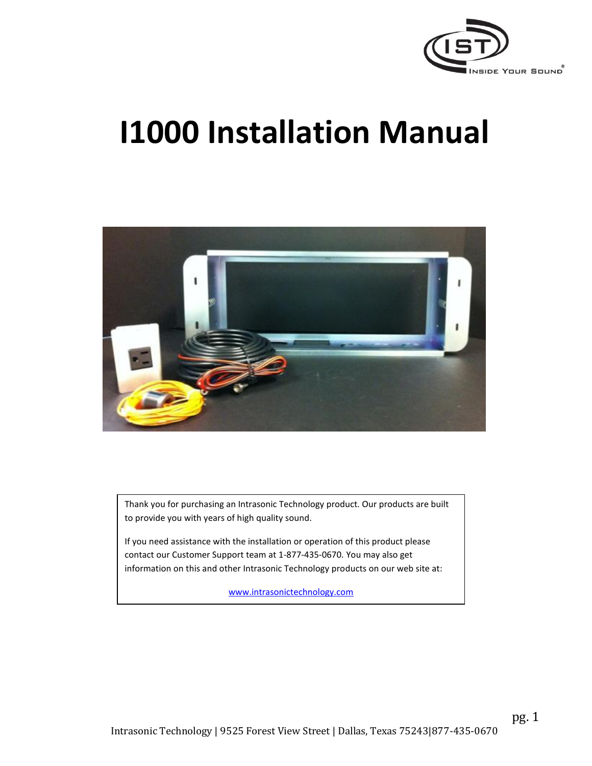# I1000 Installation Manual

Thank you for purchasing an Intrasonic Technology product. Our products are built to provide you with years of high quality sound.

If you need assistance with the installation or operation of this product please contact our Customer Support team at 1-877-435-0670. You may also get information on this and other Intrasonic Technology products on our web site at:

www.intrasonictechnology.com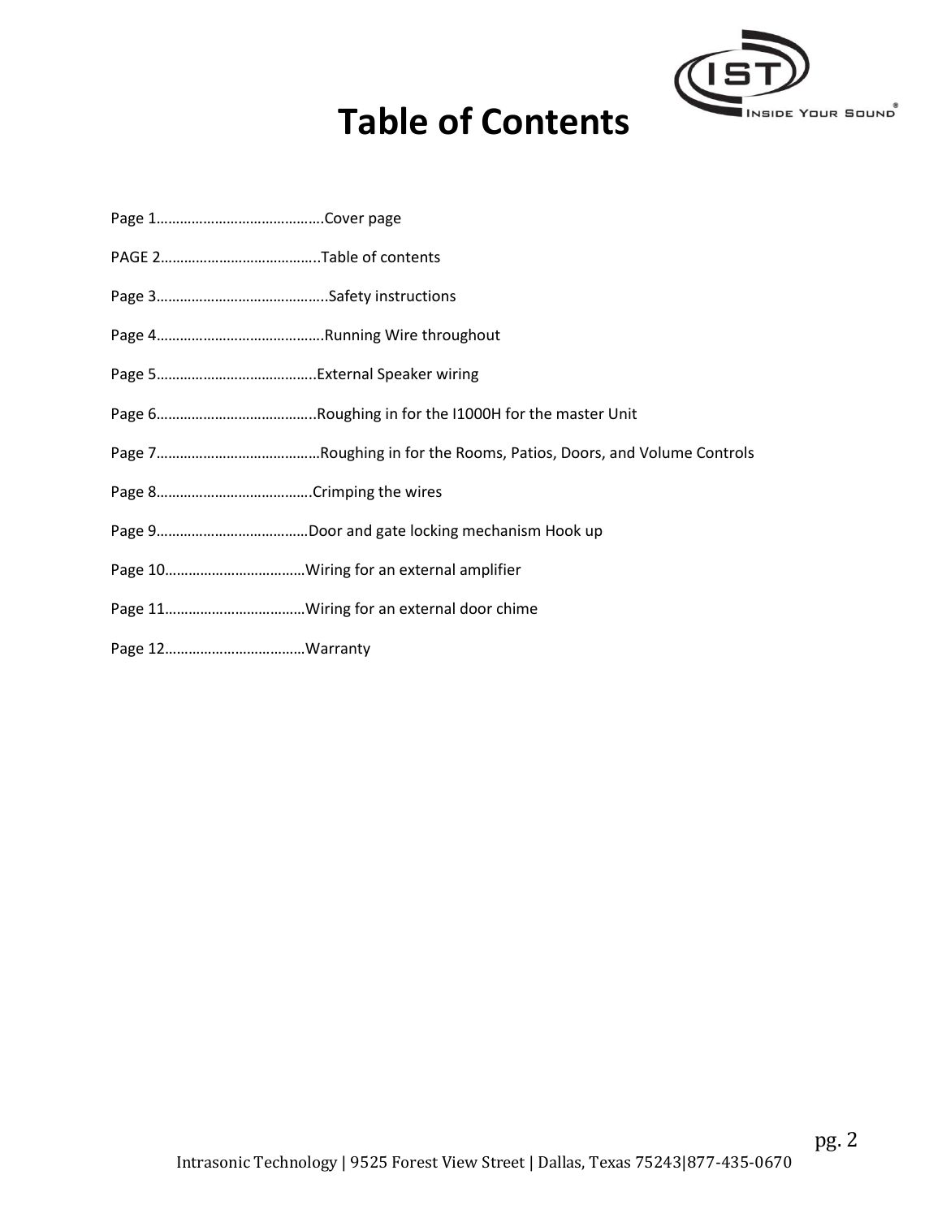# Table of Contents

Page 1……………………………………Cover page

PAGE 2…………………………………..Table of contents

Page 3……………………………………..Safety instructions

Page 4……………………………………Running Wire throughout

Page 5…………………………………..External Speaker wiring

Page 6…………………………………..Roughing in for the I1000H for the master Unit

Page 7……………………………………Roughing in for the Rooms, Patios, Doors, and Volume Controls

Page 8………………………………….Crimping the wires

Page 9…………………………………Door and gate locking mechanism Hook up

Page 10………………………………Wiring for an external amplifier

Page 11………………………………Wiring for an external door chime

Page 12………………………………Warranty

Intrasonic Technology | 9525 Forest View Street | Dallas, Texas 75243|877-435-0670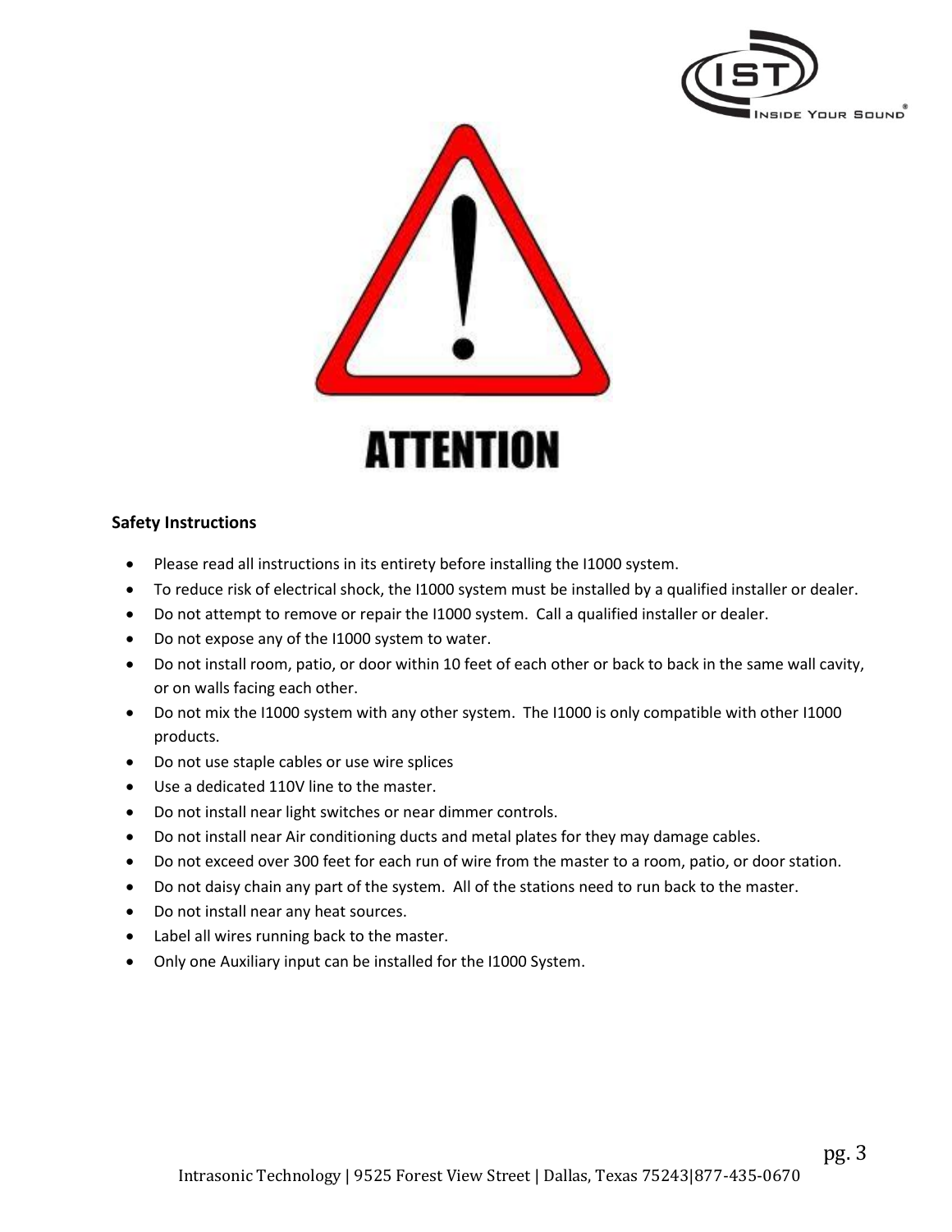ATTENTION

**Safety Instructions**

- Please read all instructions in its entirety before installing the I1000 system.
- To reduce risk of electrical shock, the I1000 system must be installed by a qualified installer or dealer.
- Do not attempt to remove or repair the I1000 system. Call a qualified installer or dealer.
- Do not expose any of the I1000 system to water.
- Do not install room, patio, or door within 10 feet of each other or back to back in the same wall cavity, or on walls facing each other.
- Do not mix the I1000 system with any other system. The I1000 is only compatible with other I1000 products.
- Do not use staple cables or use wire splices
- Use a dedicated 110V line to the master.
- Do not install near light switches or near dimmer controls.
- Do not install near Air conditioning ducts and metal plates for they may damage cables.
- Do not exceed over 300 feet for each run of wire from the master to a room, patio, or door station.
- Do not daisy chain any part of the system. All of the stations need to run back to the master.
- Do not install near any heat sources.
- Label all wires running back to the master.
- Only one Auxiliary input can be installed for the I1000 System.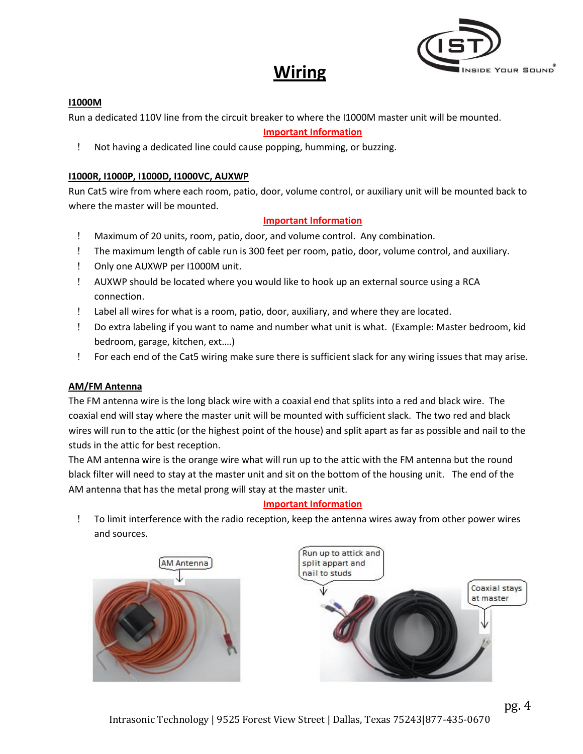# Wiring

**I1000M**

Run a dedicated 110V line from the circuit breaker to where the I1000M master unit will be mounted.

**Important Information**

- Not having a dedicated line could cause popping, humming, or buzzing.

**I1000R, I1000P, I1000D, I1000VC, AUXWP**

Run Cat5 wire from where each room, patio, door, volume control, or auxiliary unit will be mounted back to where the master will be mounted.

**Important Information**

- Maximum of 20 units, room, patio, door, and volume control. Any combination.
- The maximum length of cable run is 300 feet per room, patio, door, volume control, and auxiliary.
- Only one AUXWP per I1000M unit.
- AUXWP should be located where you would like to hook up an external source using a RCA connection.
- Label all wires for what is a room, patio, door, auxiliary, and where they are located.
- Do extra labeling if you want to name and number what unit is what. (Example: Master bedroom, kid bedroom, garage, kitchen, ext.…)
- For each end of the Cat5 wiring make sure there is sufficient slack for any wiring issues that may arise.

**AM/FM Antenna**

The FM antenna wire is the long black wire with a coaxial end that splits into a red and black wire. The coaxial end will stay where the master unit will be mounted with sufficient slack. The two red and black wires will run to the attic (or the highest point of the house) and split apart as far as possible and nail to the studs in the attic for best reception.

The AM antenna wire is the orange wire what will run up to the attic with the FM antenna but the round black filter will need to stay at the master unit and sit on the bottom of the housing unit. The end of the AM antenna that has the metal prong will stay at the master unit.

**Important Information**

- To limit interference with the radio reception, keep the antenna wires away from other power wires and sources.

AM Antenna

Run up to attick and split appart and nail to studs

Coaxial stays at master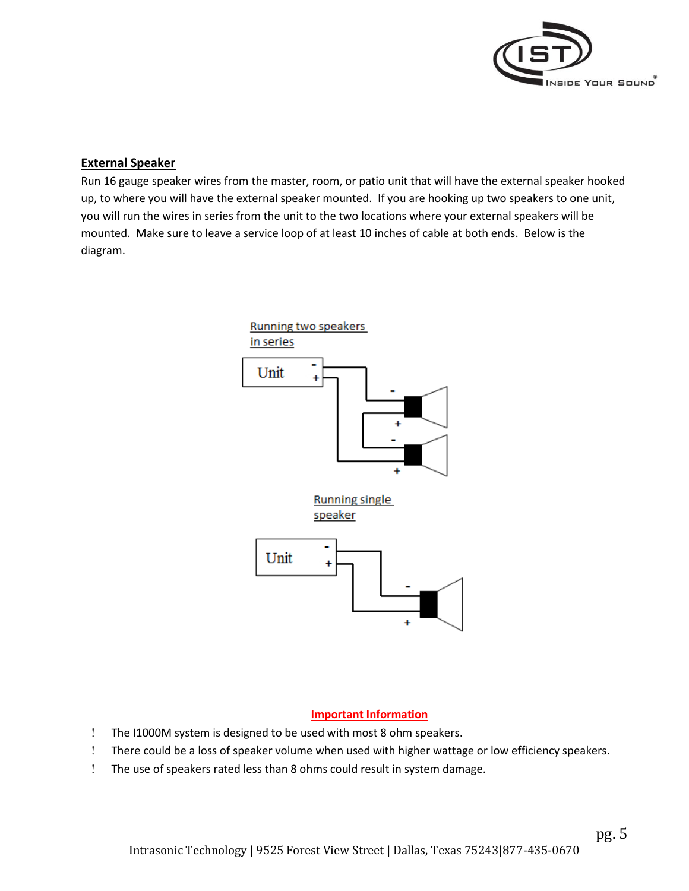## External Speaker

Run 16 gauge speaker wires from the master, room, or patio unit that will have the external speaker hooked up, to where you will have the external speaker mounted. If you are hooking up two speakers to one unit, you will run the wires in series from the unit to the two locations where your external speakers will be mounted. Make sure to leave a service loop of at least 10 inches of cable at both ends. Below is the diagram.

Running two speakers in series

Unit - +

Running single speaker

Unit - +

### Important Information

- The I1000M system is designed to be used with most 8 ohm speakers.
- There could be a loss of speaker volume when used with higher wattage or low efficiency speakers.
- The use of speakers rated less than 8 ohms could result in system damage.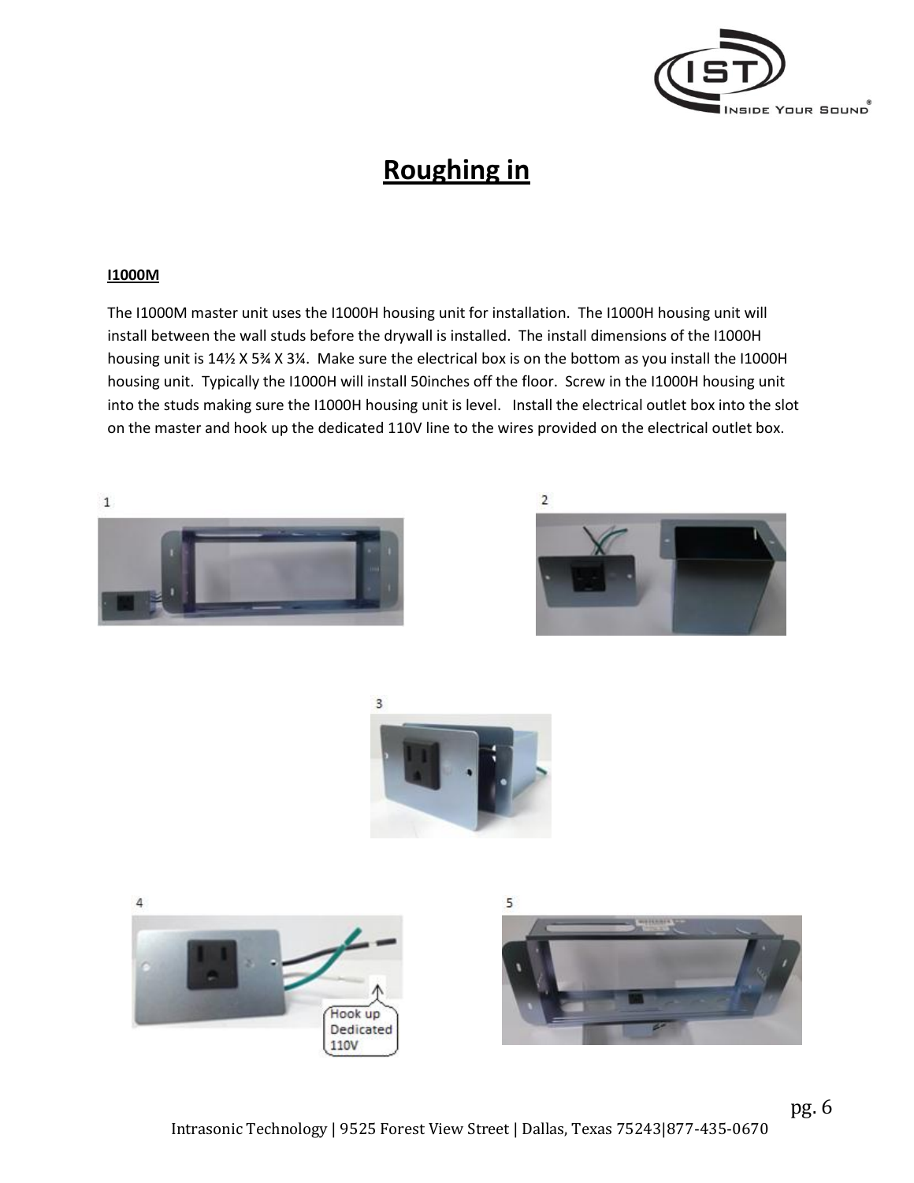# Roughing in

**I1000M**

The I1000M master unit uses the I1000H housing unit for installation. The I1000H housing unit will install between the wall studs before the drywall is installed. The install dimensions of the I1000H housing unit is 14½ X 5¾ X 3¼. Make sure the electrical box is on the bottom as you install the I1000H housing unit. Typically the I1000H will install 50inches off the floor. Screw in the I1000H housing unit into the studs making sure the I1000H housing unit is level. Install the electrical outlet box into the slot on the master and hook up the dedicated 110V line to the wires provided on the electrical outlet box.

1

2

3

4

Hook up Dedicated 110V

5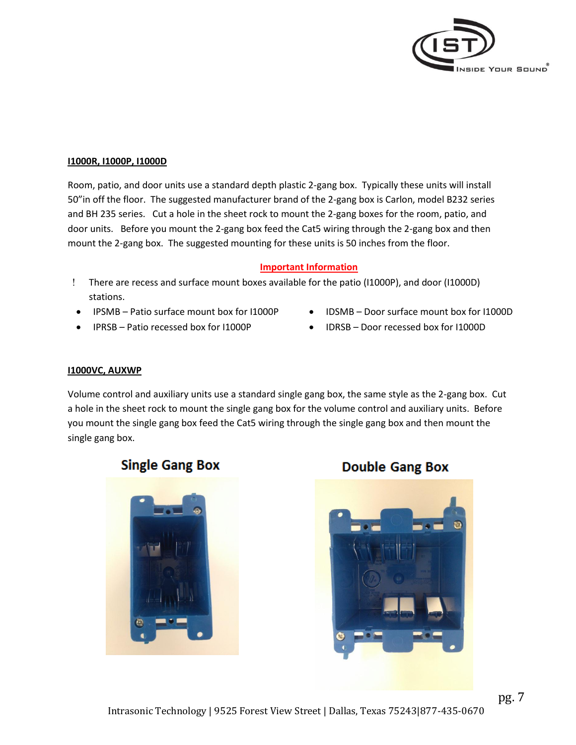**I1000R, I1000P, I1000D**

Room, patio, and door units use a standard depth plastic 2-gang box. Typically these units will install 50"in off the floor. The suggested manufacturer brand of the 2-gang box is Carlon, model B232 series and BH 235 series. Cut a hole in the sheet rock to mount the 2-gang boxes for the room, patio, and door units. Before you mount the 2-gang box feed the Cat5 wiring through the 2-gang box and then mount the 2-gang box. The suggested mounting for these units is 50 inches from the floor.

**Important Information**

! There are recess and surface mount boxes available for the patio (I1000P), and door (I1000D) stations.

- IPSMB – Patio surface mount box for I1000P
- IPRSB – Patio recessed box for I1000P
- IDSMB – Door surface mount box for I1000D
- IDRSB – Door recessed box for I1000D

**I1000VC, AUXWP**

Volume control and auxiliary units use a standard single gang box, the same style as the 2-gang box. Cut a hole in the sheet rock to mount the single gang box for the volume control and auxiliary units. Before you mount the single gang box feed the Cat5 wiring through the single gang box and then mount the single gang box.

**Single Gang Box**

**Double Gang Box**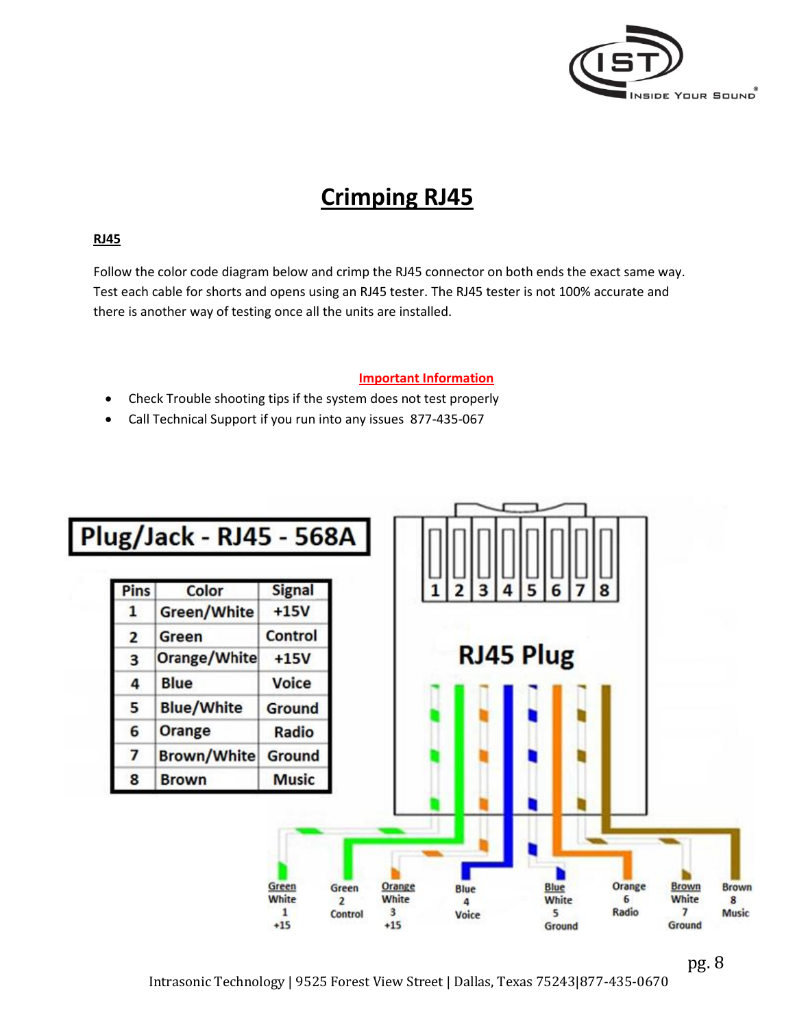# Crimping RJ45

**RJ45**

Follow the color code diagram below and crimp the RJ45 connector on both ends the exact same way. Test each cable for shorts and opens using an RJ45 tester. The RJ45 tester is not 100% accurate and there is another way of testing once all the units are installed.

**Important Information**

- Check Trouble shooting tips if the system does not test properly
- Call Technical Support if you run into any issues 877-435-067

## Plug/Jack - RJ45 - 568A

| Pins | Color | Signal |
|---|---|---|
| 1 | Green/White | +15V |
| 2 | Green | Control |
| 3 | Orange/White | +15V |
| 4 | Blue | Voice |
| 5 | Blue/White | Ground |
| 6 | Orange | Radio |
| 7 | Brown/White | Ground |
| 8 | Brown | Music |

RJ45 Plug

1 2 3 4 5 6 7 8

Green White 1 +15 | Green 2 Control | Orange White 3 +15 | Blue 4 Voice | Blue White 5 Ground | Orange 6 Radio | Brown White 7 Ground | Brown 8 Music

Intrasonic Technology | 9525 Forest View Street | Dallas, Texas 75243|877-435-0670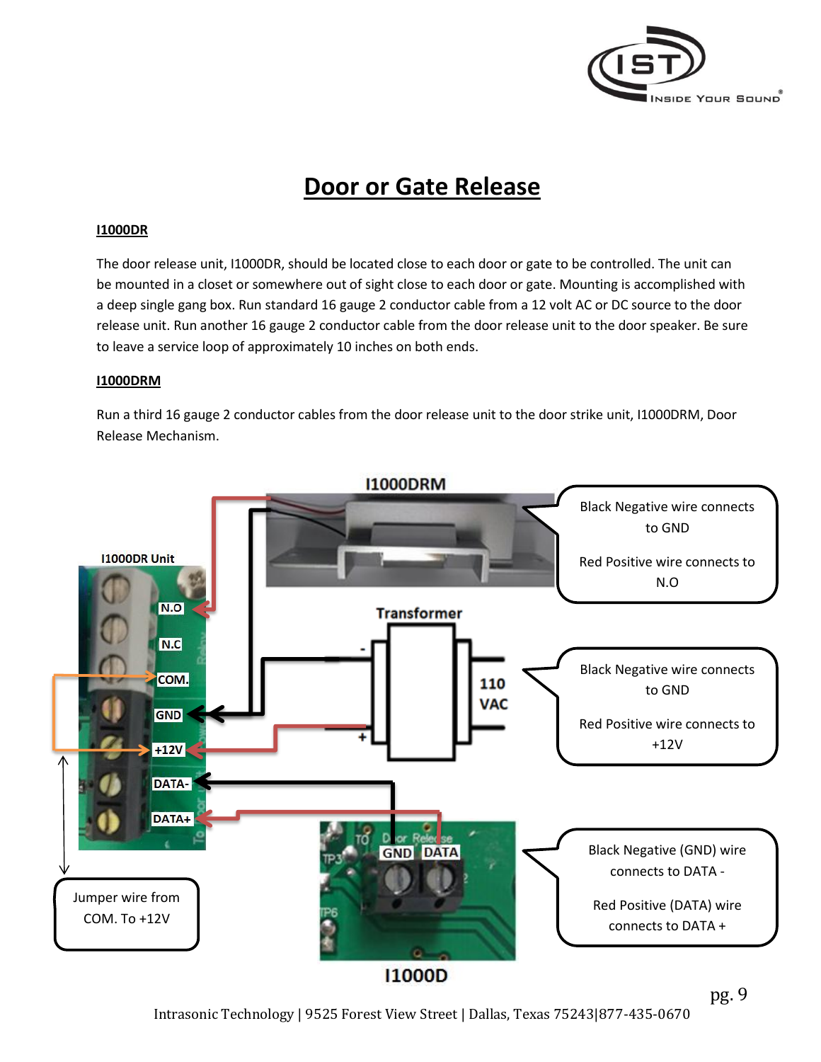# Door or Gate Release

## I1000DR

The door release unit, I1000DR, should be located close to each door or gate to be controlled. The unit can be mounted in a closet or somewhere out of sight close to each door or gate. Mounting is accomplished with a deep single gang box. Run standard 16 gauge 2 conductor cable from a 12 volt AC or DC source to the door release unit. Run another 16 gauge 2 conductor cable from the door release unit to the door speaker. Be sure to leave a service loop of approximately 10 inches on both ends.

## I1000DRM

Run a third 16 gauge 2 conductor cables from the door release unit to the door strike unit, I1000DRM, Door Release Mechanism.

I1000DRM

I1000DR Unit

Transformer

110 VAC

I1000D

Black Negative wire connects to GND

Red Positive wire connects to N.O

Black Negative wire connects to GND

Red Positive wire connects to +12V

Black Negative (GND) wire connects to DATA -

Red Positive (DATA) wire connects to DATA +

Jumper wire from COM. To +12V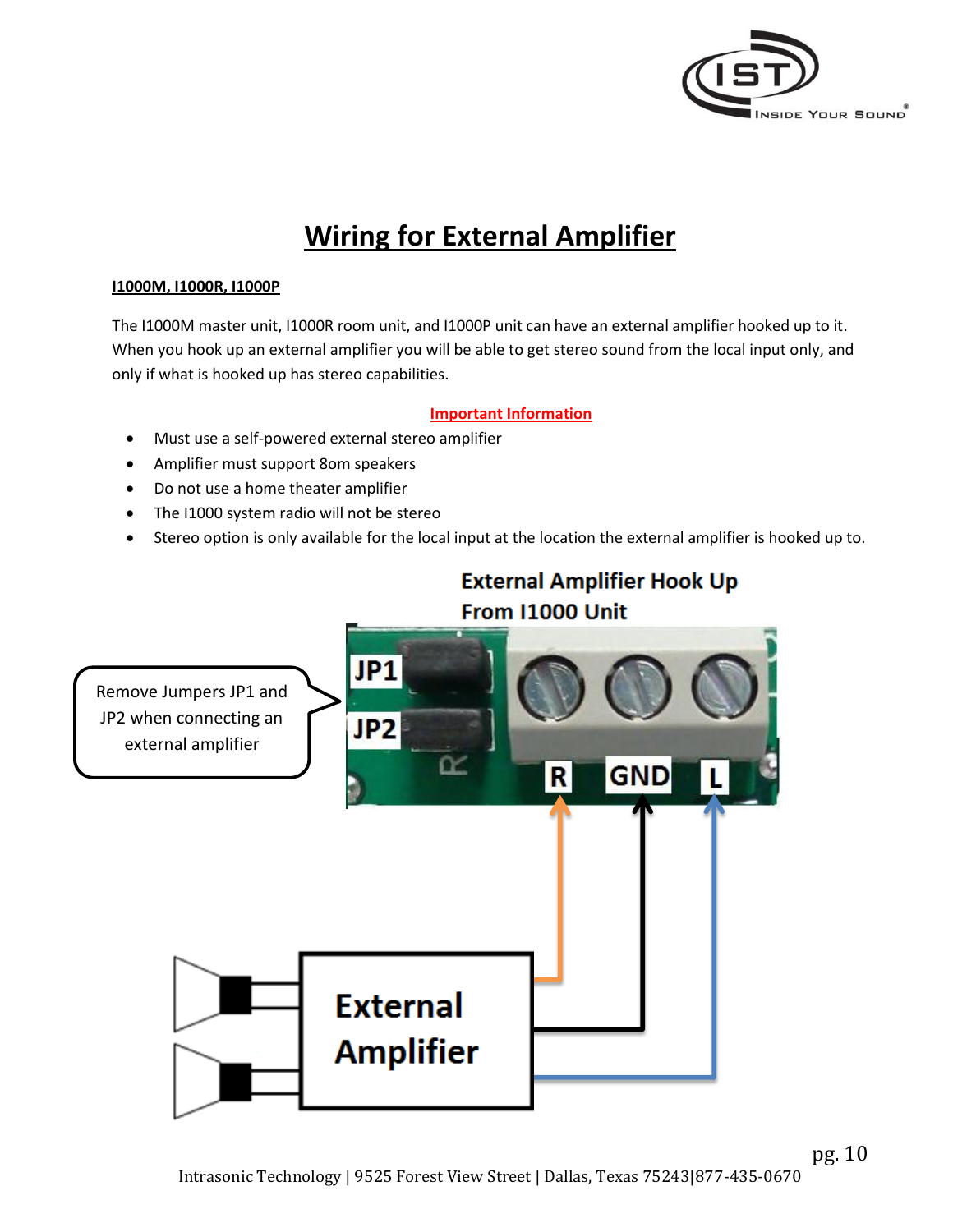# Wiring for External Amplifier

**I1000M, I1000R, I1000P**

The I1000M master unit, I1000R room unit, and I1000P unit can have an external amplifier hooked up to it. When you hook up an external amplifier you will be able to get stereo sound from the local input only, and only if what is hooked up has stereo capabilities.

**Important Information**

- Must use a self-powered external stereo amplifier
- Amplifier must support 8om speakers
- Do not use a home theater amplifier
- The I1000 system radio will not be stereo
- Stereo option is only available for the local input at the location the external amplifier is hooked up to.

**External Amplifier Hook Up From I1000 Unit**

Remove Jumpers JP1 and JP2 when connecting an external amplifier

JP1 JP2 R GND L

External Amplifier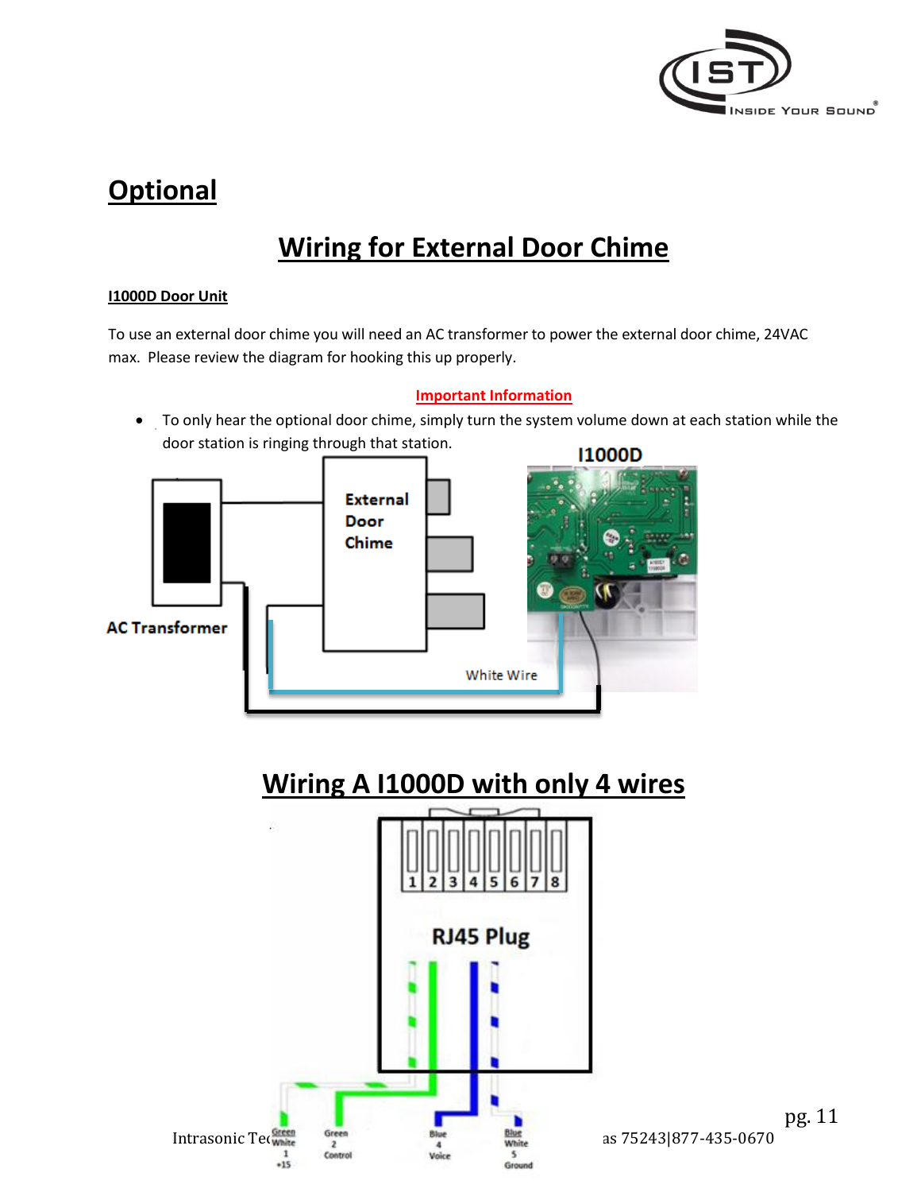## Optional

# Wiring for External Door Chime

**I1000D Door Unit**

To use an external door chime you will need an AC transformer to power the external door chime, 24VAC max. Please review the diagram for hooking this up properly.

**Important Information**

- To only hear the optional door chime, simply turn the system volume down at each station while the door station is ringing through that station.

I1000D

External Door Chime

AC Transformer

White Wire

# Wiring A I1000D with only 4 wires

1 2 3 4 5 6 7 8

RJ45 Plug

Green White 1 +15

Green 2 Control

Blue 4 Voice

Blue White 5 Ground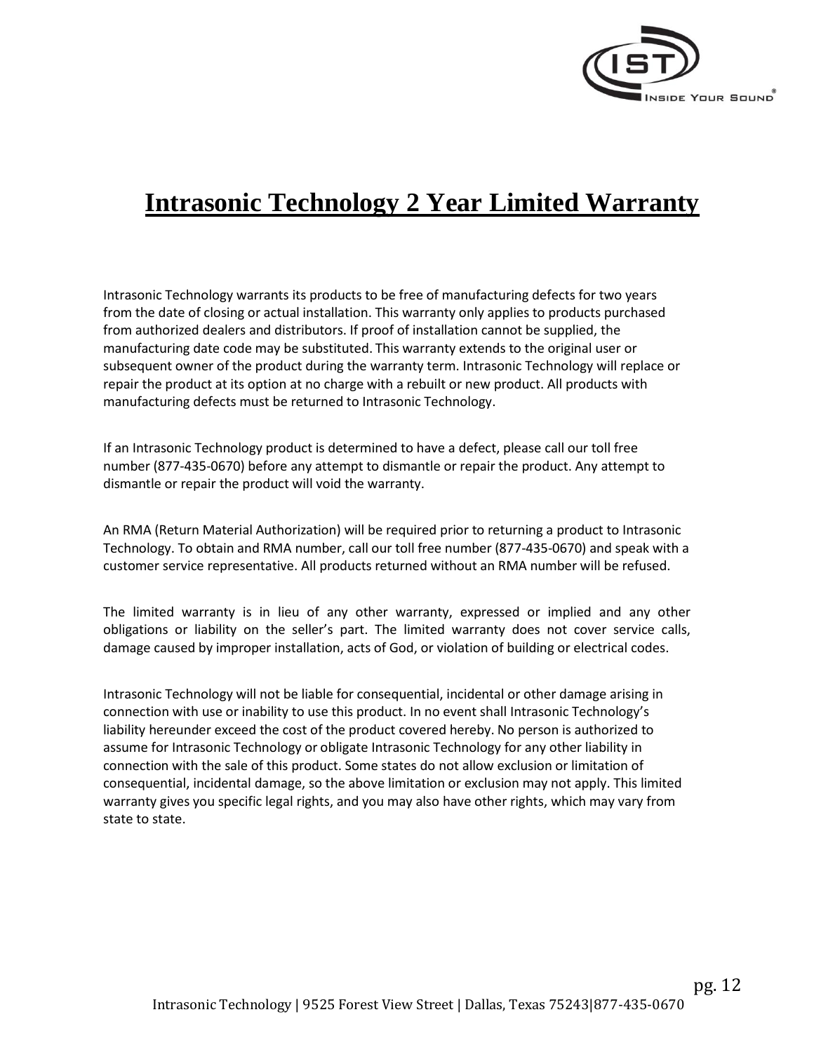# Intrasonic Technology 2 Year Limited Warranty

Intrasonic Technology warrants its products to be free of manufacturing defects for two years from the date of closing or actual installation. This warranty only applies to products purchased from authorized dealers and distributors. If proof of installation cannot be supplied, the manufacturing date code may be substituted. This warranty extends to the original user or subsequent owner of the product during the warranty term. Intrasonic Technology will replace or repair the product at its option at no charge with a rebuilt or new product. All products with manufacturing defects must be returned to Intrasonic Technology.

If an Intrasonic Technology product is determined to have a defect, please call our toll free number (877-435-0670) before any attempt to dismantle or repair the product. Any attempt to dismantle or repair the product will void the warranty.

An RMA (Return Material Authorization) will be required prior to returning a product to Intrasonic Technology. To obtain and RMA number, call our toll free number (877-435-0670) and speak with a customer service representative. All products returned without an RMA number will be refused.

The limited warranty is in lieu of any other warranty, expressed or implied and any other obligations or liability on the seller's part. The limited warranty does not cover service calls, damage caused by improper installation, acts of God, or violation of building or electrical codes.

Intrasonic Technology will not be liable for consequential, incidental or other damage arising in connection with use or inability to use this product. In no event shall Intrasonic Technology's liability hereunder exceed the cost of the product covered hereby. No person is authorized to assume for Intrasonic Technology or obligate Intrasonic Technology for any other liability in connection with the sale of this product. Some states do not allow exclusion or limitation of consequential, incidental damage, so the above limitation or exclusion may not apply. This limited warranty gives you specific legal rights, and you may also have other rights, which may vary from state to state.